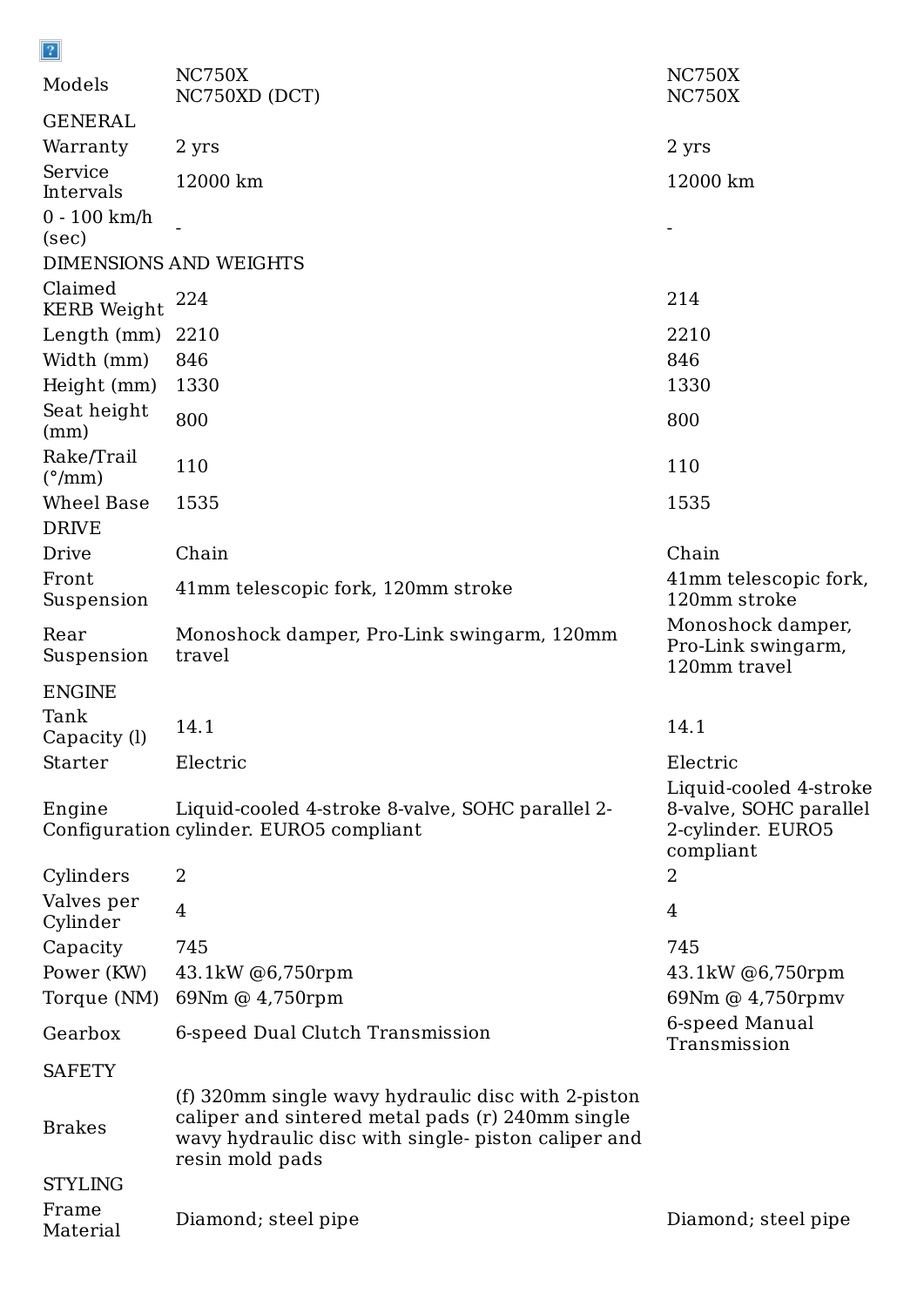| Models | NC750X<br>NC750XD (DCT) | NC750X<br>NC750X |
|---|---|---|
| GENERAL | | |
| Warranty | 2 yrs | 2 yrs |
| Service Intervals | 12000 km | 12000 km |
| 0 - 100 km/h (sec) | - | - |
| DIMENSIONS AND WEIGHTS | | |
| Claimed KERB Weight | 224 | 214 |
| Length (mm) | 2210 | 2210 |
| Width (mm) | 846 | 846 |
| Height (mm) | 1330 | 1330 |
| Seat height (mm) | 800 | 800 |
| Rake/Trail (°/mm) | 110 | 110 |
| Wheel Base | 1535 | 1535 |
| DRIVE | | |
| Drive | Chain | Chain |
| Front Suspension | 41mm telescopic fork, 120mm stroke | 41mm telescopic fork, 120mm stroke |
| Rear Suspension | Monoshock damper, Pro-Link swingarm, 120mm travel | Monoshock damper, Pro-Link swingarm, 120mm travel |
| ENGINE | | |
| Tank Capacity (l) | 14.1 | 14.1 |
| Starter | Electric | Electric |
| Engine Configuration | Liquid-cooled 4-stroke 8-valve, SOHC parallel 2-cylinder. EURO5 compliant | Liquid-cooled 4-stroke 8-valve, SOHC parallel 2-cylinder. EURO5 compliant |
| Cylinders | 2 | 2 |
| Valves per Cylinder | 4 | 4 |
| Capacity | 745 | 745 |
| Power (KW) | 43.1kW @6,750rpm | 43.1kW @6,750rpm |
| Torque (NM) | 69Nm @ 4,750rpm | 69Nm @ 4,750rpmv |
| Gearbox | 6-speed Dual Clutch Transmission | 6-speed Manual Transmission |
| SAFETY | | |
| Brakes | (f) 320mm single wavy hydraulic disc with 2-piston caliper and sintered metal pads (r) 240mm single wavy hydraulic disc with single- piston caliper and resin mold pads | |
| STYLING | | |
| Frame Material | Diamond; steel pipe | Diamond; steel pipe |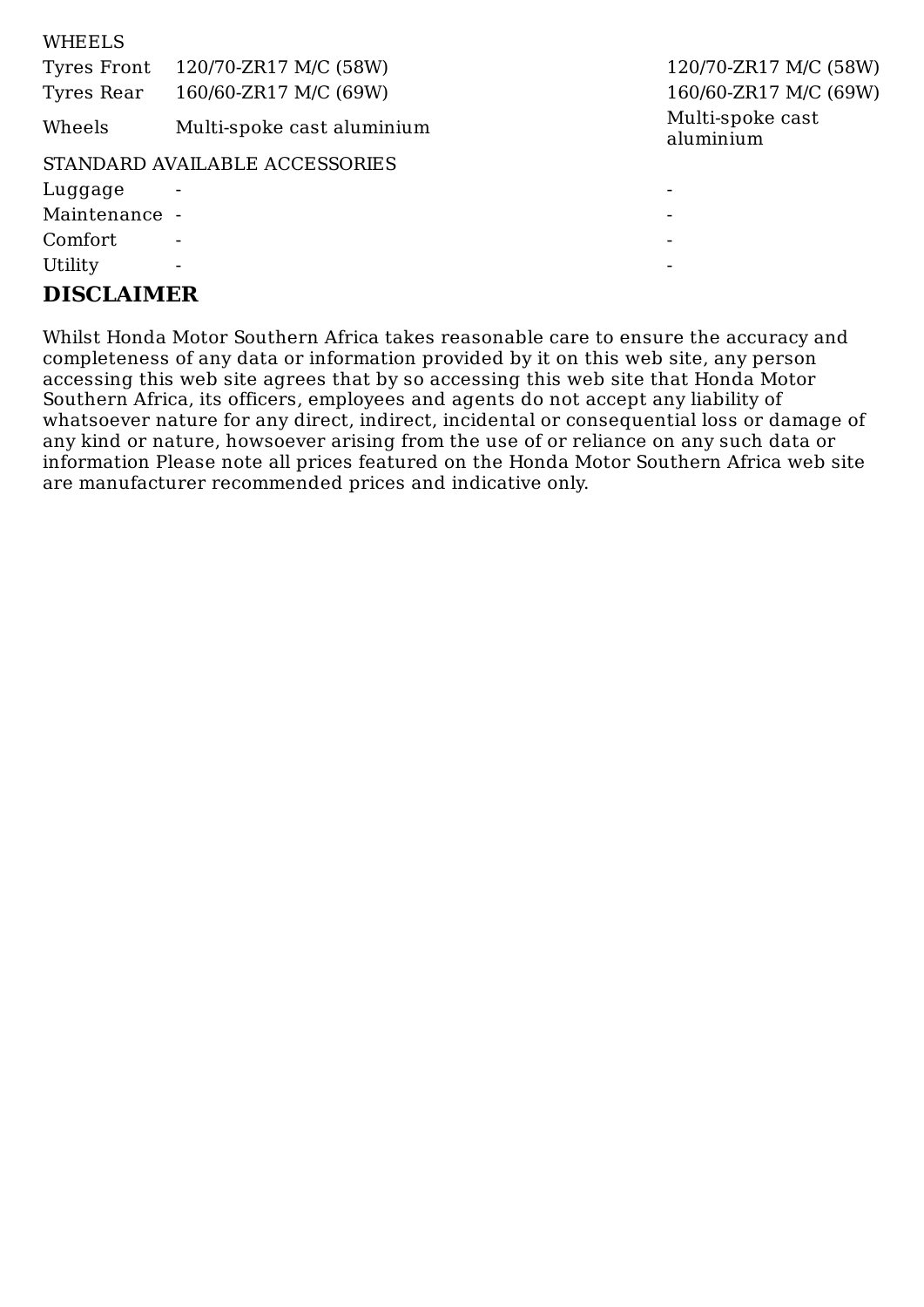| | | |
|---|---|---|
| WHEELS | | |
| Tyres Front | 120/70-ZR17 M/C (58W) | 120/70-ZR17 M/C (58W) |
| Tyres Rear | 160/60-ZR17 M/C (69W) | 160/60-ZR17 M/C (69W) |
| Wheels | Multi-spoke cast aluminium | Multi-spoke cast aluminium |
| STANDARD AVAILABLE ACCESSORIES | | |
| Luggage | - | - |
| Maintenance | - | - |
| Comfort | - | - |
| Utility | - | - |

## DISCLAIMER

Whilst Honda Motor Southern Africa takes reasonable care to ensure the accuracy and completeness of any data or information provided by it on this web site, any person accessing this web site agrees that by so accessing this web site that Honda Motor Southern Africa, its officers, employees and agents do not accept any liability of whatsoever nature for any direct, indirect, incidental or consequential loss or damage of any kind or nature, howsoever arising from the use of or reliance on any such data or information Please note all prices featured on the Honda Motor Southern Africa web site are manufacturer recommended prices and indicative only.